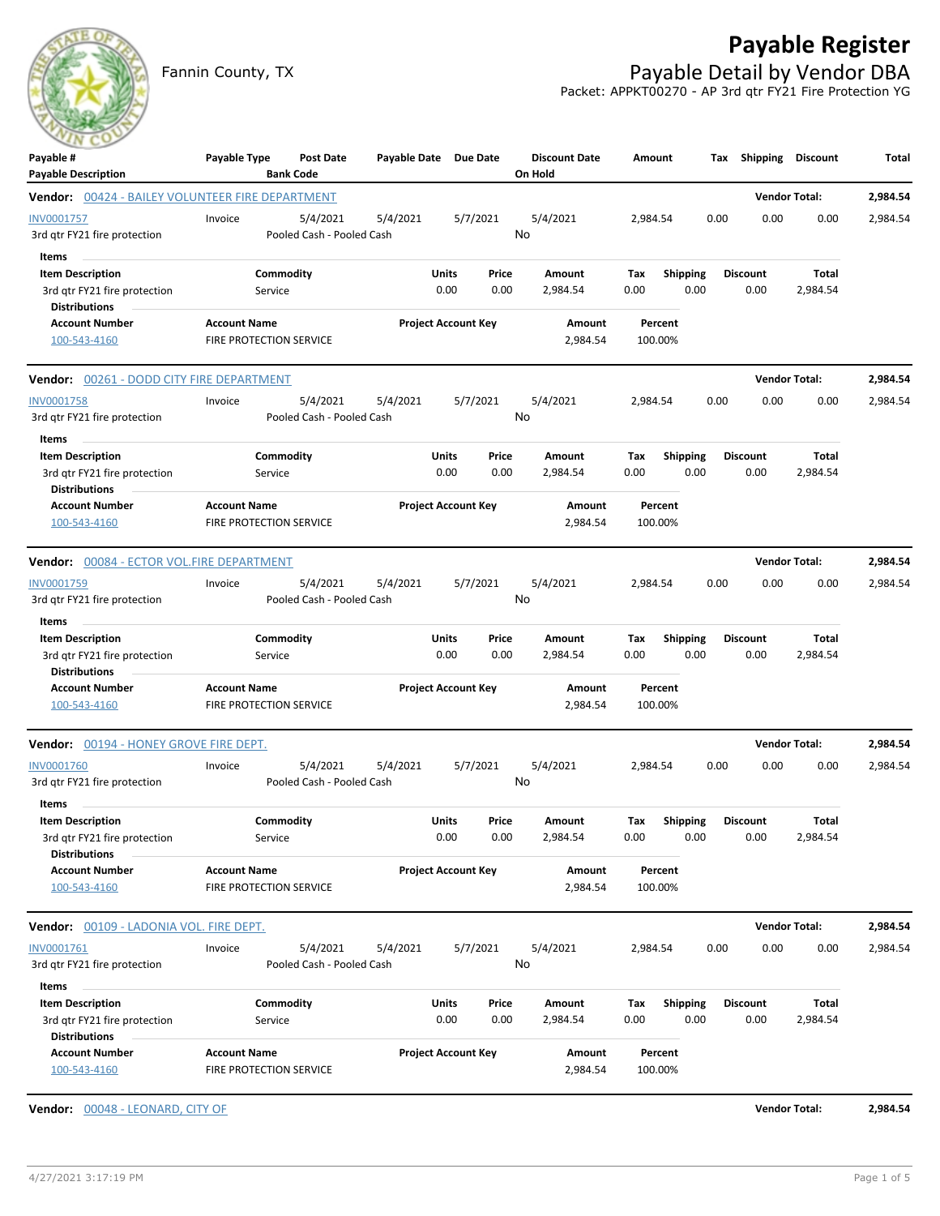# Payable Register

Fannin County, TX

## Payable Detail by Vendor DBA

Packet: APPKT00270 - AP 3rd qtr FY21 Fire Protection YG

| Payable # / Payable Description | Payable Type | Post Date / Bank Code | Payable Date | Due Date | Discount Date / On Hold | Amount | Tax | Shipping | Discount | Total |
|---|---|---|---|---|---|---|---|---|---|---|

**Vendor: 00424 - BAILEY VOLUNTEER FIRE DEPARTMENT** — Vendor Total: **2,984.54**

| Payable # | Payable Type | Post Date | Payable Date | Due Date | Discount Date | Amount | Tax | Shipping | Discount | Total |
|---|---|---|---|---|---|---|---|---|---|---|
| INV0001757 | Invoice | 5/4/2021 | 5/4/2021 | 5/7/2021 | 5/4/2021 | 2,984.54 | 0.00 | 0.00 | 0.00 | 2,984.54 |
| 3rd qtr FY21 fire protection | | Pooled Cash - Pooled Cash | | | No | | | | | |

Items

| Item Description | Commodity | Units | Price | Amount | Tax | Shipping | Discount | Total |
|---|---|---|---|---|---|---|---|---|
| 3rd qtr FY21 fire protection | Service | 0.00 | 0.00 | 2,984.54 | 0.00 | 0.00 | 0.00 | 2,984.54 |

Distributions

| Account Number | Account Name | Project Account Key | Amount | Percent |
|---|---|---|---|---|
| 100-543-4160 | FIRE PROTECTION SERVICE | | 2,984.54 | 100.00% |

**Vendor: 00261 - DODD CITY FIRE DEPARTMENT** — Vendor Total: **2,984.54**

| Payable # | Payable Type | Post Date | Payable Date | Due Date | Discount Date | Amount | Tax | Shipping | Discount | Total |
|---|---|---|---|---|---|---|---|---|---|---|
| INV0001758 | Invoice | 5/4/2021 | 5/4/2021 | 5/7/2021 | 5/4/2021 | 2,984.54 | 0.00 | 0.00 | 0.00 | 2,984.54 |
| 3rd qtr FY21 fire protection | | Pooled Cash - Pooled Cash | | | No | | | | | |

Items

| Item Description | Commodity | Units | Price | Amount | Tax | Shipping | Discount | Total |
|---|---|---|---|---|---|---|---|---|
| 3rd qtr FY21 fire protection | Service | 0.00 | 0.00 | 2,984.54 | 0.00 | 0.00 | 0.00 | 2,984.54 |

Distributions

| Account Number | Account Name | Project Account Key | Amount | Percent |
|---|---|---|---|---|
| 100-543-4160 | FIRE PROTECTION SERVICE | | 2,984.54 | 100.00% |

**Vendor: 00084 - ECTOR VOL.FIRE DEPARTMENT** — Vendor Total: **2,984.54**

| Payable # | Payable Type | Post Date | Payable Date | Due Date | Discount Date | Amount | Tax | Shipping | Discount | Total |
|---|---|---|---|---|---|---|---|---|---|---|
| INV0001759 | Invoice | 5/4/2021 | 5/4/2021 | 5/7/2021 | 5/4/2021 | 2,984.54 | 0.00 | 0.00 | 0.00 | 2,984.54 |
| 3rd qtr FY21 fire protection | | Pooled Cash - Pooled Cash | | | No | | | | | |

Items

| Item Description | Commodity | Units | Price | Amount | Tax | Shipping | Discount | Total |
|---|---|---|---|---|---|---|---|---|
| 3rd qtr FY21 fire protection | Service | 0.00 | 0.00 | 2,984.54 | 0.00 | 0.00 | 0.00 | 2,984.54 |

Distributions

| Account Number | Account Name | Project Account Key | Amount | Percent |
|---|---|---|---|---|
| 100-543-4160 | FIRE PROTECTION SERVICE | | 2,984.54 | 100.00% |

**Vendor: 00194 - HONEY GROVE FIRE DEPT.** — Vendor Total: **2,984.54**

| Payable # | Payable Type | Post Date | Payable Date | Due Date | Discount Date | Amount | Tax | Shipping | Discount | Total |
|---|---|---|---|---|---|---|---|---|---|---|
| INV0001760 | Invoice | 5/4/2021 | 5/4/2021 | 5/7/2021 | 5/4/2021 | 2,984.54 | 0.00 | 0.00 | 0.00 | 2,984.54 |
| 3rd qtr FY21 fire protection | | Pooled Cash - Pooled Cash | | | No | | | | | |

Items

| Item Description | Commodity | Units | Price | Amount | Tax | Shipping | Discount | Total |
|---|---|---|---|---|---|---|---|---|
| 3rd qtr FY21 fire protection | Service | 0.00 | 0.00 | 2,984.54 | 0.00 | 0.00 | 0.00 | 2,984.54 |

Distributions

| Account Number | Account Name | Project Account Key | Amount | Percent |
|---|---|---|---|---|
| 100-543-4160 | FIRE PROTECTION SERVICE | | 2,984.54 | 100.00% |

**Vendor: 00109 - LADONIA VOL. FIRE DEPT.** — Vendor Total: **2,984.54**

| Payable # | Payable Type | Post Date | Payable Date | Due Date | Discount Date | Amount | Tax | Shipping | Discount | Total |
|---|---|---|---|---|---|---|---|---|---|---|
| INV0001761 | Invoice | 5/4/2021 | 5/4/2021 | 5/7/2021 | 5/4/2021 | 2,984.54 | 0.00 | 0.00 | 0.00 | 2,984.54 |
| 3rd qtr FY21 fire protection | | Pooled Cash - Pooled Cash | | | No | | | | | |

Items

| Item Description | Commodity | Units | Price | Amount | Tax | Shipping | Discount | Total |
|---|---|---|---|---|---|---|---|---|
| 3rd qtr FY21 fire protection | Service | 0.00 | 0.00 | 2,984.54 | 0.00 | 0.00 | 0.00 | 2,984.54 |

Distributions

| Account Number | Account Name | Project Account Key | Amount | Percent |
|---|---|---|---|---|
| 100-543-4160 | FIRE PROTECTION SERVICE | | 2,984.54 | 100.00% |

**Vendor: 00048 - LEONARD, CITY OF** — Vendor Total: **2,984.54**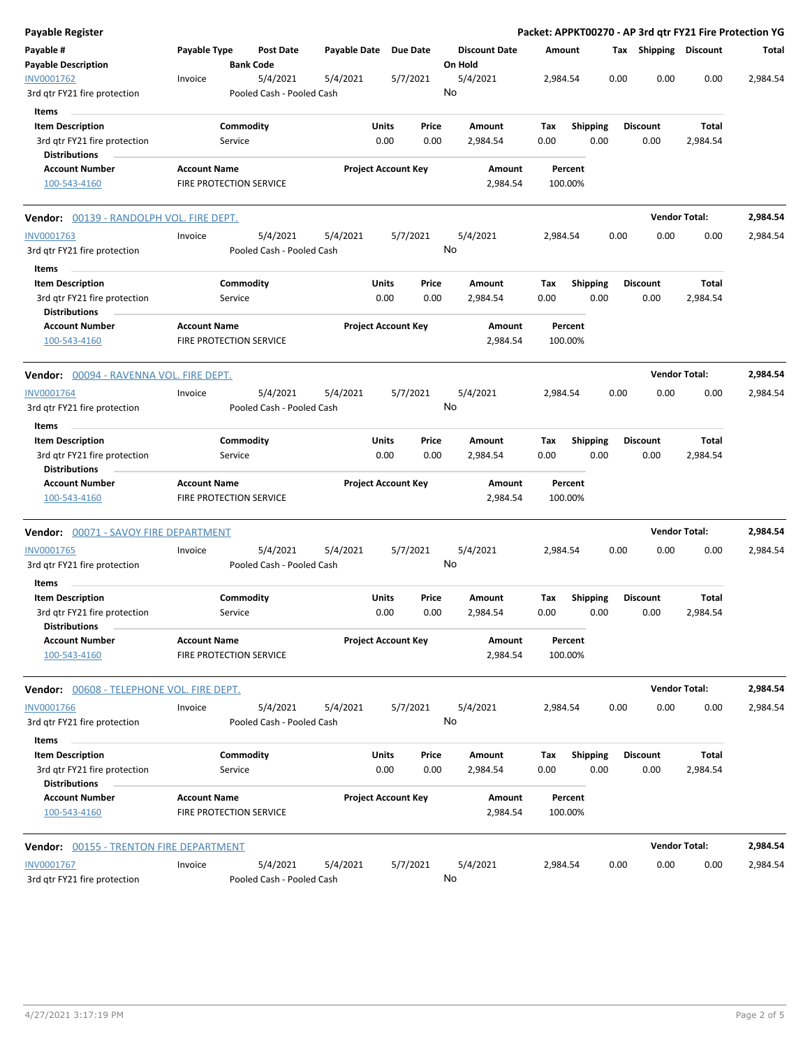**Payable Register** — **Packet: APPKT00270 - AP 3rd qtr FY21 Fire Protection YG**

| Payable # / Payable Description | Payable Type | Post Date / Bank Code | Payable Date | Due Date | Discount Date / On Hold | Amount | Tax | Shipping | Discount | Total |
|---|---|---|---|---|---|---|---|---|---|---|
| INV0001762 | Invoice | 5/4/2021 | 5/4/2021 | 5/7/2021 | 5/4/2021 | 2,984.54 | 0.00 | 0.00 | 0.00 | 2,984.54 |
| 3rd qtr FY21 fire protection | | Pooled Cash - Pooled Cash | | | No | | | | | |

Items

| Item Description | Commodity | Units | Price | Amount | Tax | Shipping | Discount | Total |
|---|---|---|---|---|---|---|---|---|
| 3rd qtr FY21 fire protection | Service | 0.00 | 0.00 | 2,984.54 | 0.00 | 0.00 | 0.00 | 2,984.54 |

Distributions

| Account Number | Account Name | Project Account Key | Amount | Percent |
|---|---|---|---|---|
| 100-543-4160 | FIRE PROTECTION SERVICE | | 2,984.54 | 100.00% |

**Vendor:** 00139 - RANDOLPH VOL. FIRE DEPT. — **Vendor Total:** 2,984.54

| Payable # / Payable Description | Payable Type | Post Date / Bank Code | Payable Date | Due Date | Discount Date / On Hold | Amount | Tax | Shipping | Discount | Total |
|---|---|---|---|---|---|---|---|---|---|---|
| INV0001763 | Invoice | 5/4/2021 | 5/4/2021 | 5/7/2021 | 5/4/2021 | 2,984.54 | 0.00 | 0.00 | 0.00 | 2,984.54 |
| 3rd qtr FY21 fire protection | | Pooled Cash - Pooled Cash | | | No | | | | | |

Items

| Item Description | Commodity | Units | Price | Amount | Tax | Shipping | Discount | Total |
|---|---|---|---|---|---|---|---|---|
| 3rd qtr FY21 fire protection | Service | 0.00 | 0.00 | 2,984.54 | 0.00 | 0.00 | 0.00 | 2,984.54 |

Distributions

| Account Number | Account Name | Project Account Key | Amount | Percent |
|---|---|---|---|---|
| 100-543-4160 | FIRE PROTECTION SERVICE | | 2,984.54 | 100.00% |

**Vendor:** 00094 - RAVENNA VOL. FIRE DEPT. — **Vendor Total:** 2,984.54

| Payable # / Payable Description | Payable Type | Post Date / Bank Code | Payable Date | Due Date | Discount Date / On Hold | Amount | Tax | Shipping | Discount | Total |
|---|---|---|---|---|---|---|---|---|---|---|
| INV0001764 | Invoice | 5/4/2021 | 5/4/2021 | 5/7/2021 | 5/4/2021 | 2,984.54 | 0.00 | 0.00 | 0.00 | 2,984.54 |
| 3rd qtr FY21 fire protection | | Pooled Cash - Pooled Cash | | | No | | | | | |

Items

| Item Description | Commodity | Units | Price | Amount | Tax | Shipping | Discount | Total |
|---|---|---|---|---|---|---|---|---|
| 3rd qtr FY21 fire protection | Service | 0.00 | 0.00 | 2,984.54 | 0.00 | 0.00 | 0.00 | 2,984.54 |

Distributions

| Account Number | Account Name | Project Account Key | Amount | Percent |
|---|---|---|---|---|
| 100-543-4160 | FIRE PROTECTION SERVICE | | 2,984.54 | 100.00% |

**Vendor:** 00071 - SAVOY FIRE DEPARTMENT — **Vendor Total:** 2,984.54

| Payable # / Payable Description | Payable Type | Post Date / Bank Code | Payable Date | Due Date | Discount Date / On Hold | Amount | Tax | Shipping | Discount | Total |
|---|---|---|---|---|---|---|---|---|---|---|
| INV0001765 | Invoice | 5/4/2021 | 5/4/2021 | 5/7/2021 | 5/4/2021 | 2,984.54 | 0.00 | 0.00 | 0.00 | 2,984.54 |
| 3rd qtr FY21 fire protection | | Pooled Cash - Pooled Cash | | | No | | | | | |

Items

| Item Description | Commodity | Units | Price | Amount | Tax | Shipping | Discount | Total |
|---|---|---|---|---|---|---|---|---|
| 3rd qtr FY21 fire protection | Service | 0.00 | 0.00 | 2,984.54 | 0.00 | 0.00 | 0.00 | 2,984.54 |

Distributions

| Account Number | Account Name | Project Account Key | Amount | Percent |
|---|---|---|---|---|
| 100-543-4160 | FIRE PROTECTION SERVICE | | 2,984.54 | 100.00% |

**Vendor:** 00608 - TELEPHONE VOL. FIRE DEPT. — **Vendor Total:** 2,984.54

| Payable # / Payable Description | Payable Type | Post Date / Bank Code | Payable Date | Due Date | Discount Date / On Hold | Amount | Tax | Shipping | Discount | Total |
|---|---|---|---|---|---|---|---|---|---|---|
| INV0001766 | Invoice | 5/4/2021 | 5/4/2021 | 5/7/2021 | 5/4/2021 | 2,984.54 | 0.00 | 0.00 | 0.00 | 2,984.54 |
| 3rd qtr FY21 fire protection | | Pooled Cash - Pooled Cash | | | No | | | | | |

Items

| Item Description | Commodity | Units | Price | Amount | Tax | Shipping | Discount | Total |
|---|---|---|---|---|---|---|---|---|
| 3rd qtr FY21 fire protection | Service | 0.00 | 0.00 | 2,984.54 | 0.00 | 0.00 | 0.00 | 2,984.54 |

Distributions

| Account Number | Account Name | Project Account Key | Amount | Percent |
|---|---|---|---|---|
| 100-543-4160 | FIRE PROTECTION SERVICE | | 2,984.54 | 100.00% |

**Vendor:** 00155 - TRENTON FIRE DEPARTMENT — **Vendor Total:** 2,984.54

| Payable # / Payable Description | Payable Type | Post Date / Bank Code | Payable Date | Due Date | Discount Date / On Hold | Amount | Tax | Shipping | Discount | Total |
|---|---|---|---|---|---|---|---|---|---|---|
| INV0001767 | Invoice | 5/4/2021 | 5/4/2021 | 5/7/2021 | 5/4/2021 | 2,984.54 | 0.00 | 0.00 | 0.00 | 2,984.54 |
| 3rd qtr FY21 fire protection | | Pooled Cash - Pooled Cash | | | No | | | | | |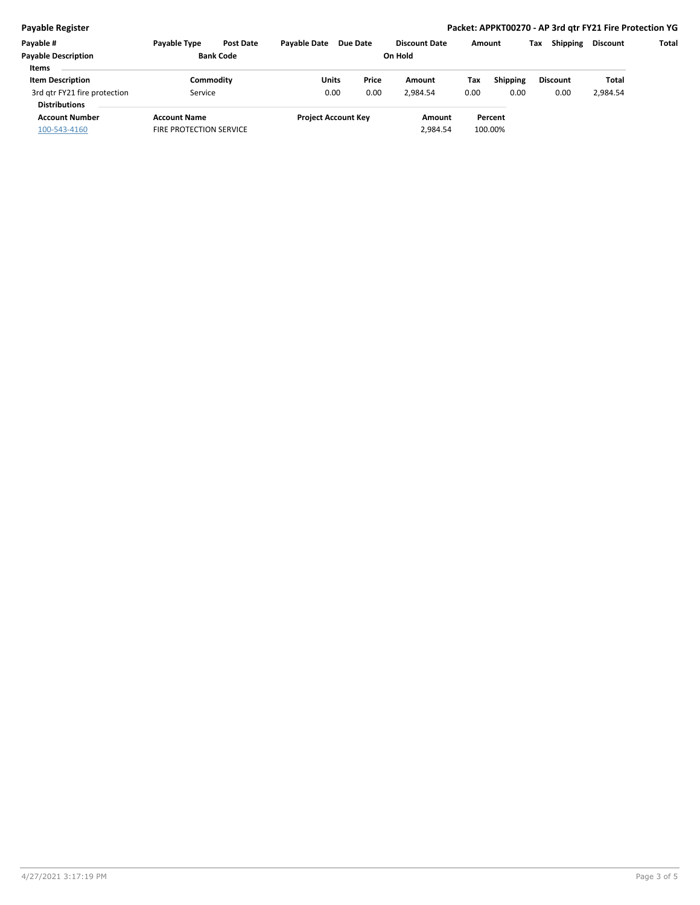**Payable Register**

**Packet: APPKT00270 - AP 3rd qtr FY21 Fire Protection YG**

| Payable # | Payable Type | Post Date | Payable Date | Due Date | Discount Date | Amount | Tax | Shipping | Discount | Total |
|---|---|---|---|---|---|---|---|---|---|---|
| **Payable Description** | | **Bank Code** | | | **On Hold** | | | | | |

**Items**

| Item Description | Commodity | Units | Price | Amount | Tax | Shipping | Discount | Total |
|---|---|---|---|---|---|---|---|---|
| 3rd qtr FY21 fire protection | Service | 0.00 | 0.00 | 2,984.54 | 0.00 | 0.00 | 0.00 | 2,984.54 |

**Distributions**

| Account Number | Account Name | Project Account Key | Amount | Percent |
|---|---|---|---|---|
| 100-543-4160 | FIRE PROTECTION SERVICE | | 2,984.54 | 100.00% |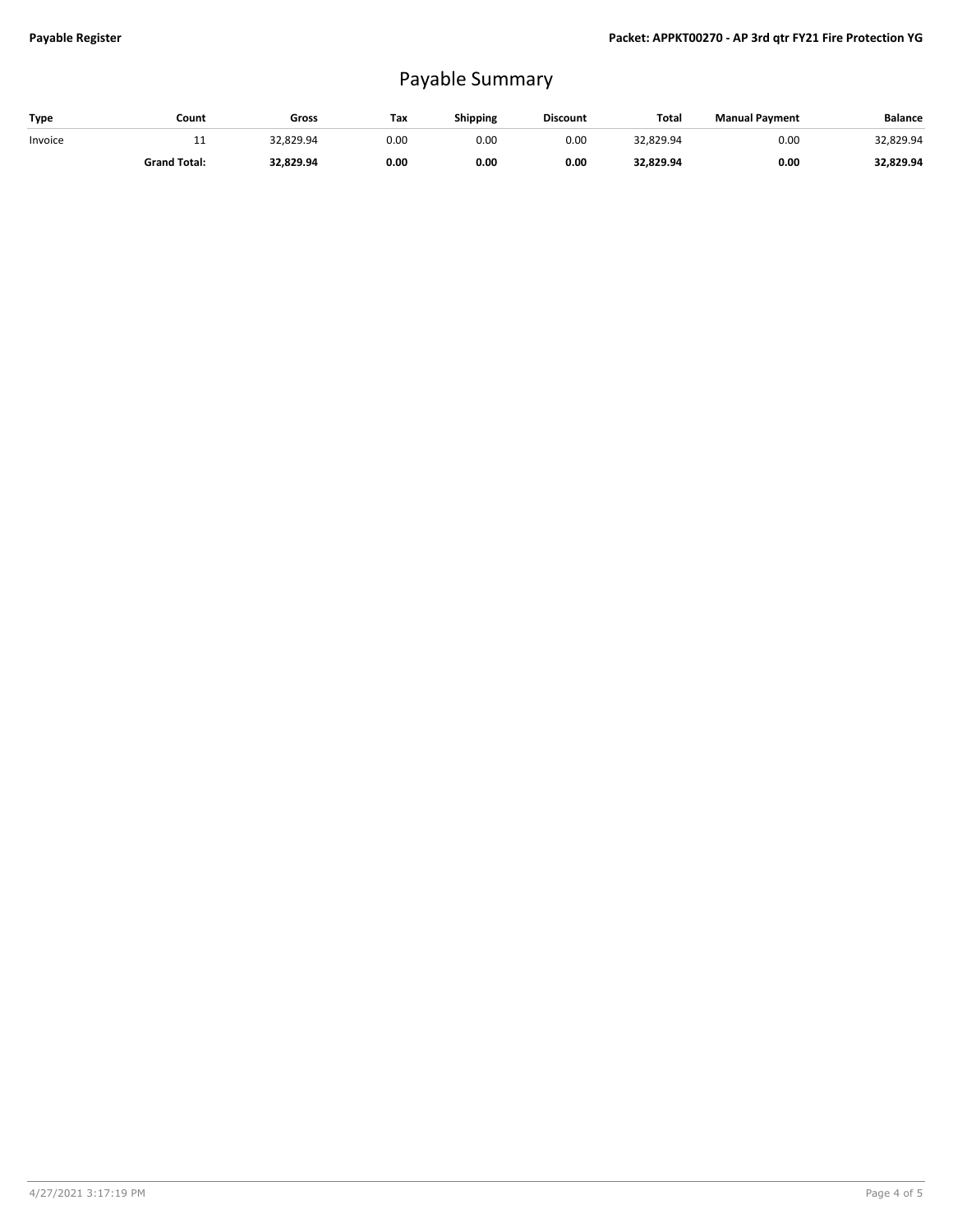# Payable Summary

| Type | Count | Gross | Tax | Shipping | Discount | Total | Manual Payment | Balance |
|---|---|---|---|---|---|---|---|---|
| Invoice | 11 | 32,829.94 | 0.00 | 0.00 | 0.00 | 32,829.94 | 0.00 | 32,829.94 |
| | **Grand Total:** | **32,829.94** | **0.00** | **0.00** | **0.00** | **32,829.94** | **0.00** | **32,829.94** |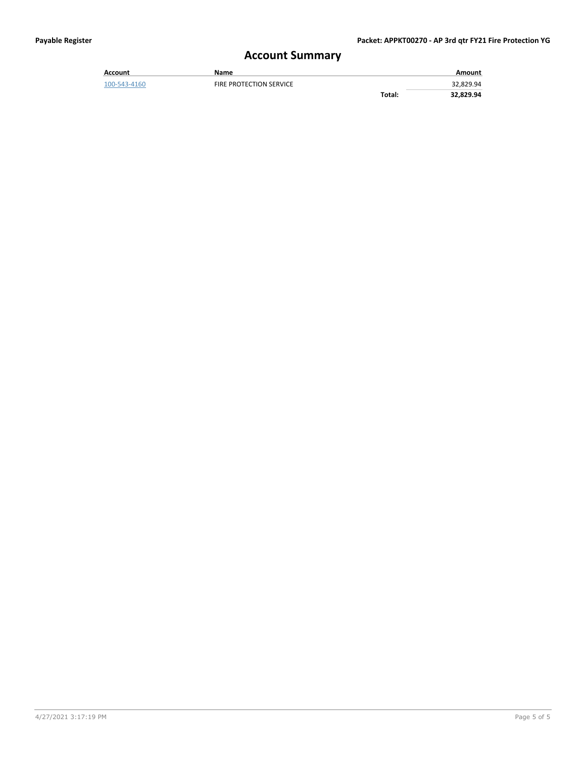# Account Summary

| Account | Name | | Amount |
|---|---|---|---|
| 100-543-4160 | FIRE PROTECTION SERVICE | | 32,829.94 |
| | | **Total:** | **32,829.94** |